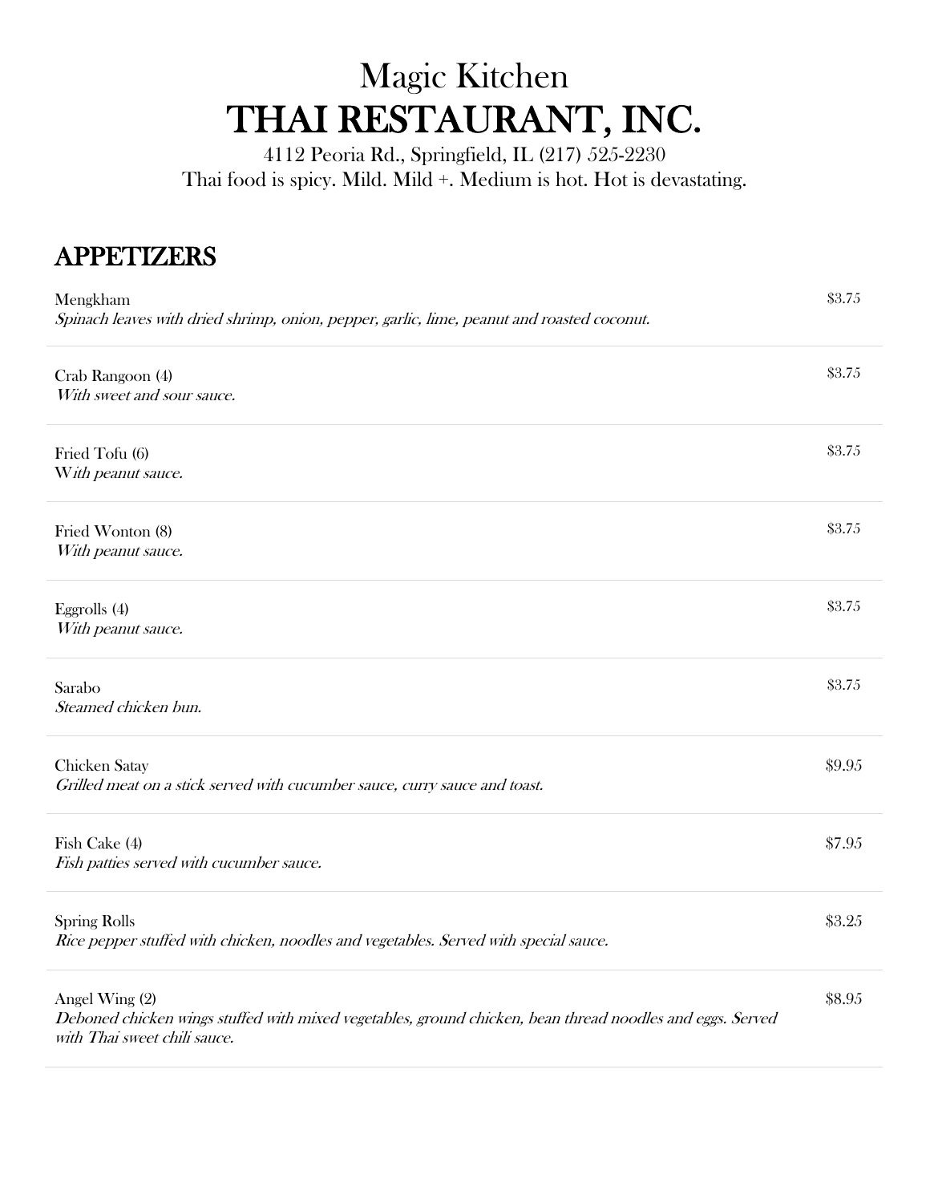# Magic Kitchen
# THAI RESTAURANT, INC.

4112 Peoria Rd., Springfield, IL (217) 525-2230
Thai food is spicy. Mild. Mild +. Medium is hot. Hot is devastating.

## APPETIZERS

Mengkham — $3.75
*Spinach leaves with dried shrimp, onion, pepper, garlic, lime, peanut and roasted coconut.*

Crab Rangoon (4) — $3.75
*With sweet and sour sauce.*

Fried Tofu (6) — $3.75
W*ith peanut sauce.*

Fried Wonton (8) — $3.75
*With peanut sauce.*

Eggrolls (4) — $3.75
*With peanut sauce.*

Sarabo — $3.75
*Steamed chicken bun.*

Chicken Satay — $9.95
*Grilled meat on a stick served with cucumber sauce, curry sauce and toast.*

Fish Cake (4) — $7.95
*Fish patties served with cucumber sauce.*

Spring Rolls — $3.25
*Rice pepper stuffed with chicken, noodles and vegetables. Served with special sauce.*

Angel Wing (2) — $8.95
*Deboned chicken wings stuffed with mixed vegetables, ground chicken, bean thread noodles and eggs. Served with Thai sweet chili sauce.*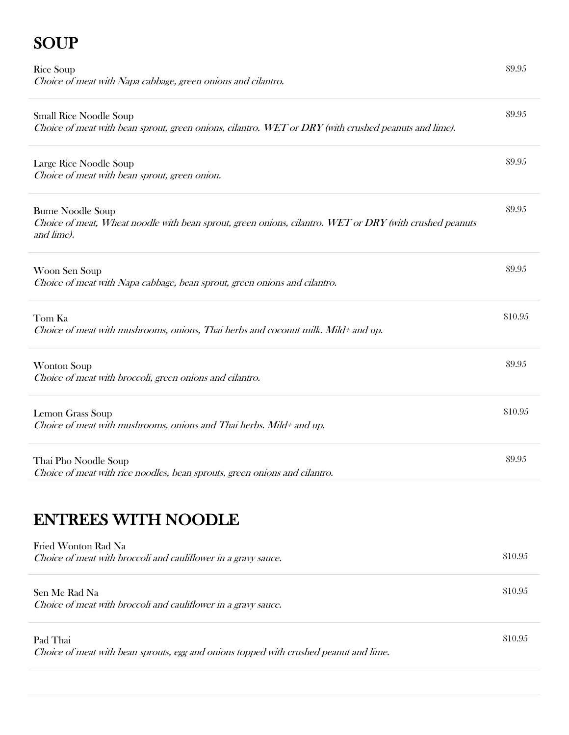## SOUP

Rice Soup
*Choice of meat with Napa cabbage, green onions and cilantro.*
$9.95

Small Rice Noodle Soup
*Choice of meat with bean sprout, green onions, cilantro. WET or DRY (with crushed peanuts and lime).*
$9.95

Large Rice Noodle Soup
*Choice of meat with bean sprout, green onion.*
$9.95

Bume Noodle Soup
*Choice of meat, Wheat noodle with bean sprout, green onions, cilantro. WET or DRY (with crushed peanuts and lime).*
$9.95

Woon Sen Soup
*Choice of meat with Napa cabbage, bean sprout, green onions and cilantro.*
$9.95

Tom Ka
*Choice of meat with mushrooms, onions, Thai herbs and coconut milk. Mild+ and up.*
$10.95

Wonton Soup
*Choice of meat with broccoli, green onions and cilantro.*
$9.95

Lemon Grass Soup
*Choice of meat with mushrooms, onions and Thai herbs. Mild+ and up.*
$10.95

Thai Pho Noodle Soup
*Choice of meat with rice noodles, bean sprouts, green onions and cilantro.*
$9.95

## ENTREES WITH NOODLE

Fried Wonton Rad Na
*Choice of meat with broccoli and cauliflower in a gravy sauce.*
$10.95

Sen Me Rad Na
*Choice of meat with broccoli and cauliflower in a gravy sauce.*
$10.95

Pad Thai
*Choice of meat with bean sprouts, egg and onions topped with crushed peanut and lime.*
$10.95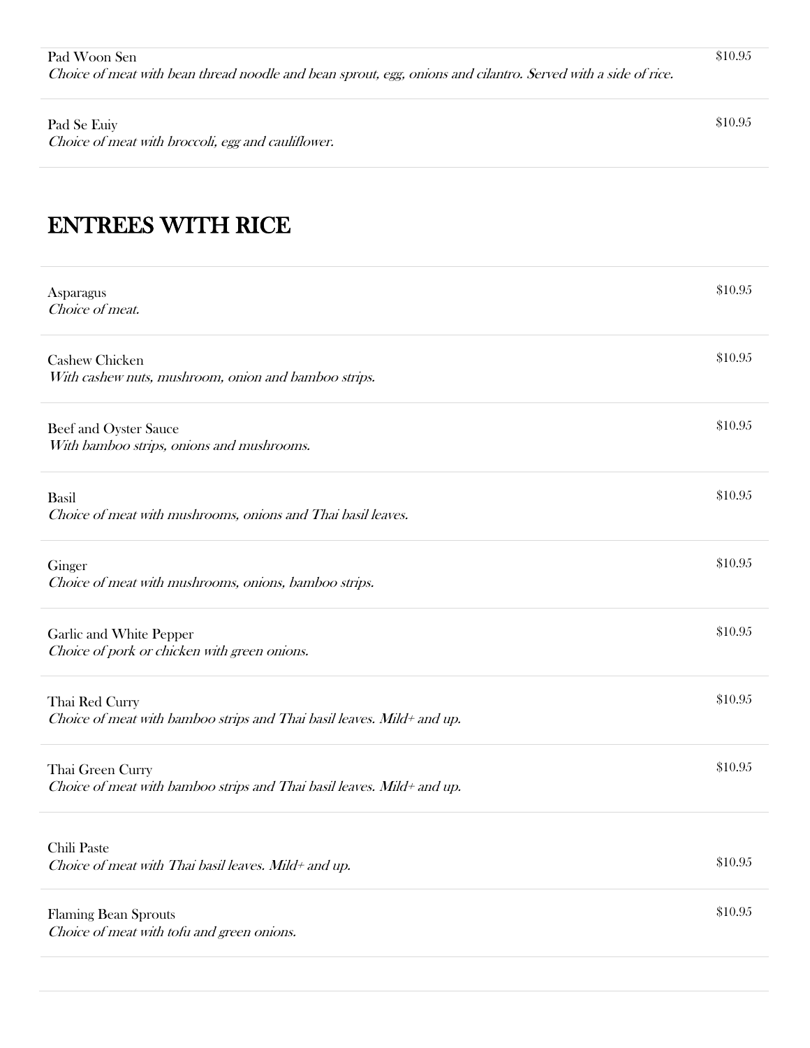Pad Woon Sen
*Choice of meat with bean thread noodle and bean sprout, egg, onions and cilantro. Served with a side of rice.*
$10.95

Pad Se Euiy
*Choice of meat with broccoli, egg and cauliflower.*
$10.95

## ENTREES WITH RICE

Asparagus
*Choice of meat.*
$10.95

Cashew Chicken
*With cashew nuts, mushroom, onion and bamboo strips.*
$10.95

Beef and Oyster Sauce
*With bamboo strips, onions and mushrooms.*
$10.95

Basil
*Choice of meat with mushrooms, onions and Thai basil leaves.*
$10.95

Ginger
*Choice of meat with mushrooms, onions, bamboo strips.*
$10.95

Garlic and White Pepper
*Choice of pork or chicken with green onions.*
$10.95

Thai Red Curry
*Choice of meat with bamboo strips and Thai basil leaves. Mild+ and up.*
$10.95

Thai Green Curry
*Choice of meat with bamboo strips and Thai basil leaves. Mild+ and up.*
$10.95

Chili Paste
*Choice of meat with Thai basil leaves. Mild+ and up.*
$10.95

Flaming Bean Sprouts
*Choice of meat with tofu and green onions.*
$10.95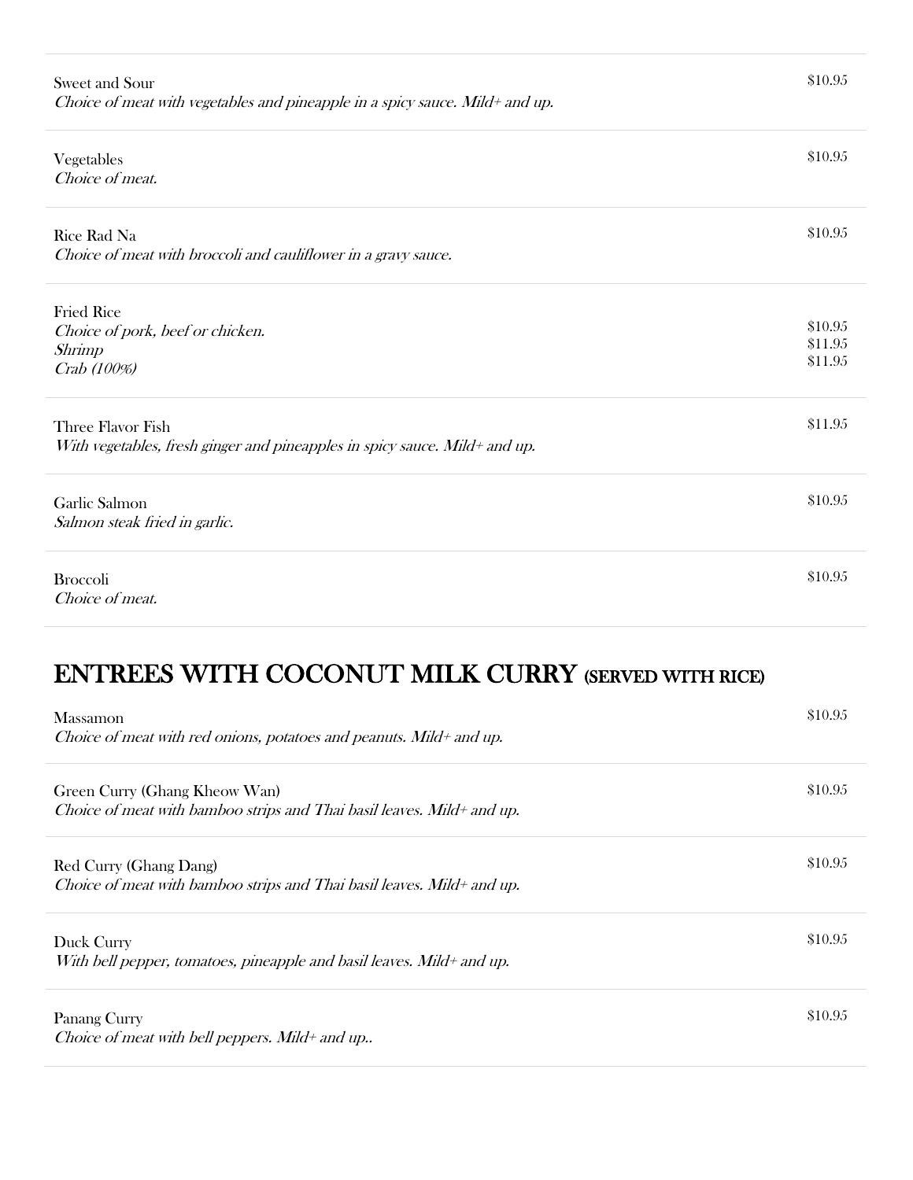Sweet and Sour
*Choice of meat with vegetables and pineapple in a spicy sauce. Mild+ and up.*
$10.95

Vegetables
*Choice of meat.*
$10.95

Rice Rad Na
*Choice of meat with broccoli and cauliflower in a gravy sauce.*
$10.95

Fried Rice
*Choice of pork, beef or chicken.* $10.95
*Shrimp* $11.95
*Crab (100%)* $11.95

Three Flavor Fish
*With vegetables, fresh ginger and pineapples in spicy sauce. Mild+ and up.*
$11.95

Garlic Salmon
*Salmon steak fried in garlic.*
$10.95

Broccoli
*Choice of meat.*
$10.95

## ENTREES WITH COCONUT MILK CURRY (SERVED WITH RICE)

Massamon
*Choice of meat with red onions, potatoes and peanuts. Mild+ and up.*
$10.95

Green Curry (Ghang Kheow Wan)
*Choice of meat with bamboo strips and Thai basil leaves. Mild+ and up.*
$10.95

Red Curry (Ghang Dang)
*Choice of meat with bamboo strips and Thai basil leaves. Mild+ and up.*
$10.95

Duck Curry
*With bell pepper, tomatoes, pineapple and basil leaves. Mild+ and up.*
$10.95

Panang Curry
*Choice of meat with bell peppers. Mild+ and up..*
$10.95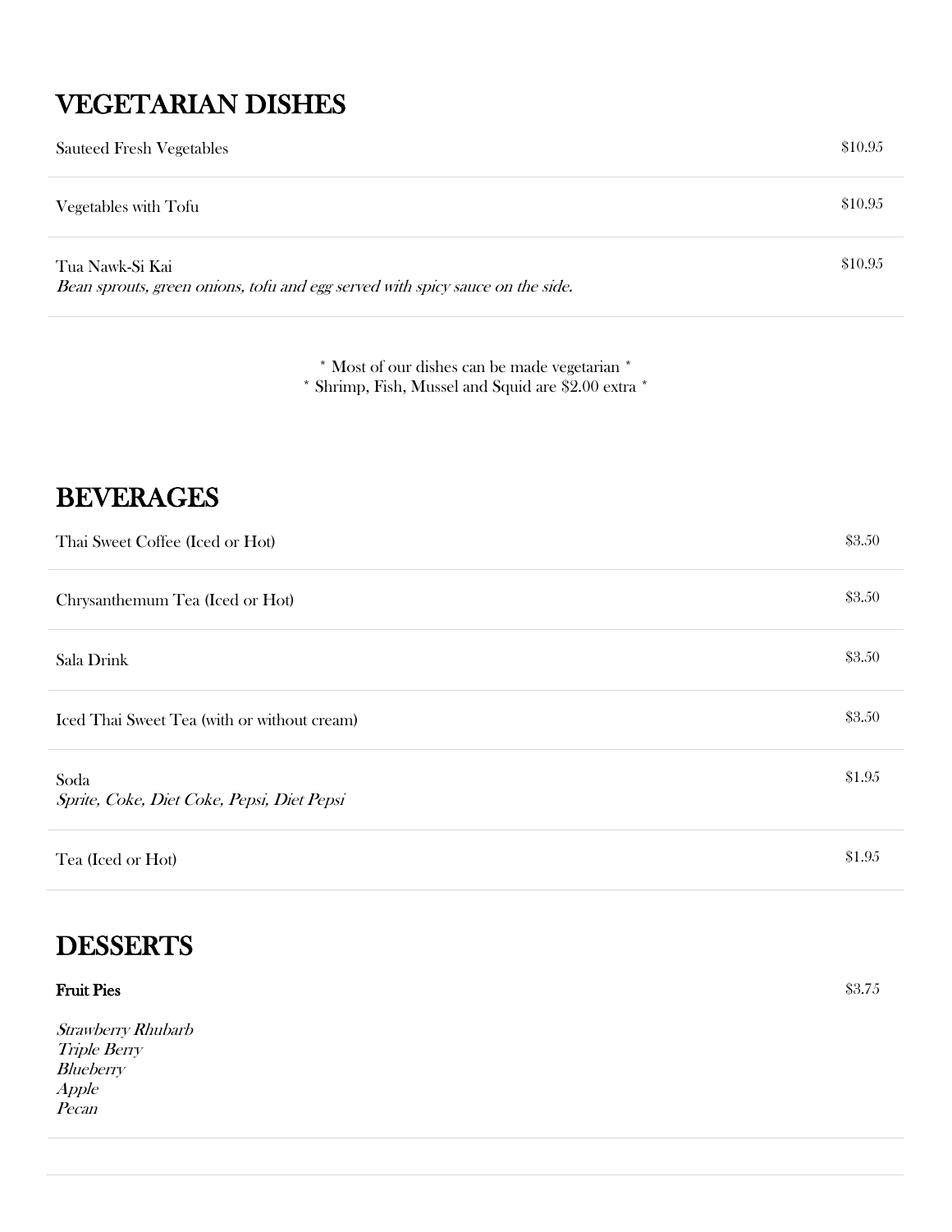## VEGETARIAN DISHES

Sauteed Fresh Vegetables $10.95

Vegetables with Tofu $10.95

Tua Nawk-Si Kai $10.95
*Bean sprouts, green onions, tofu and egg served with spicy sauce on the side.*

\* Most of our dishes can be made vegetarian \*
\* Shrimp, Fish, Mussel and Squid are $2.00 extra \*

## BEVERAGES

Thai Sweet Coffee (Iced or Hot) $3.50

Chrysanthemum Tea (Iced or Hot) $3.50

Sala Drink $3.50

Iced Thai Sweet Tea (with or without cream) $3.50

Soda $1.95
*Sprite, Coke, Diet Coke, Pepsi, Diet Pepsi*

Tea (Iced or Hot) $1.95

## DESSERTS

**Fruit Pies** $3.75

*Strawberry Rhubarb*
*Triple Berry*
*Blueberry*
*Apple*
*Pecan*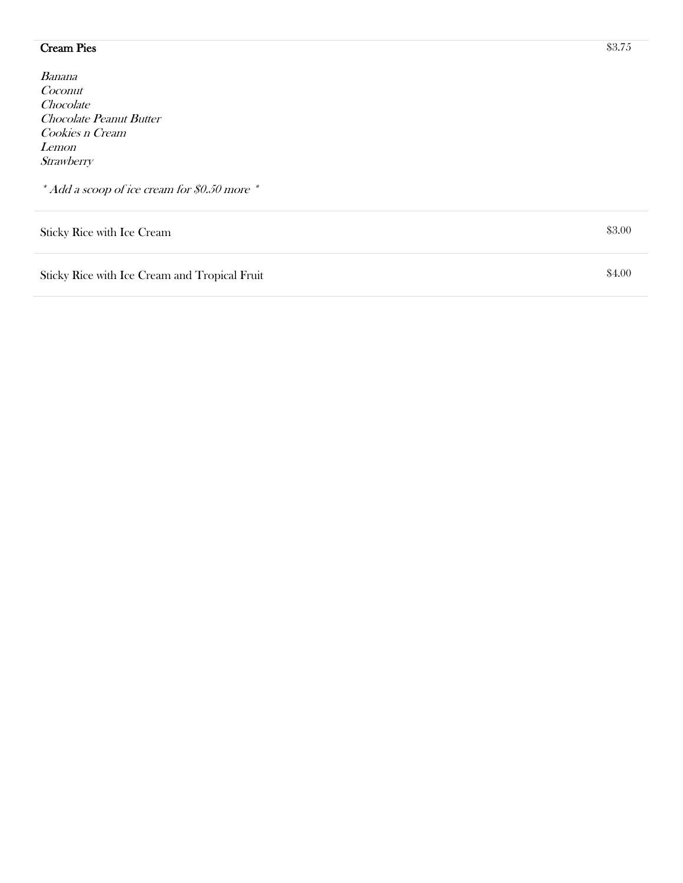**Cream Pies** $3.75

*Banana*
*Coconut*
*Chocolate*
*Chocolate Peanut Butter*
*Cookies n Cream*
*Lemon*
*Strawberry*

*\* Add a scoop of ice cream for $0.50 more \**

---

Sticky Rice with Ice Cream $3.00

---

Sticky Rice with Ice Cream and Tropical Fruit $4.00